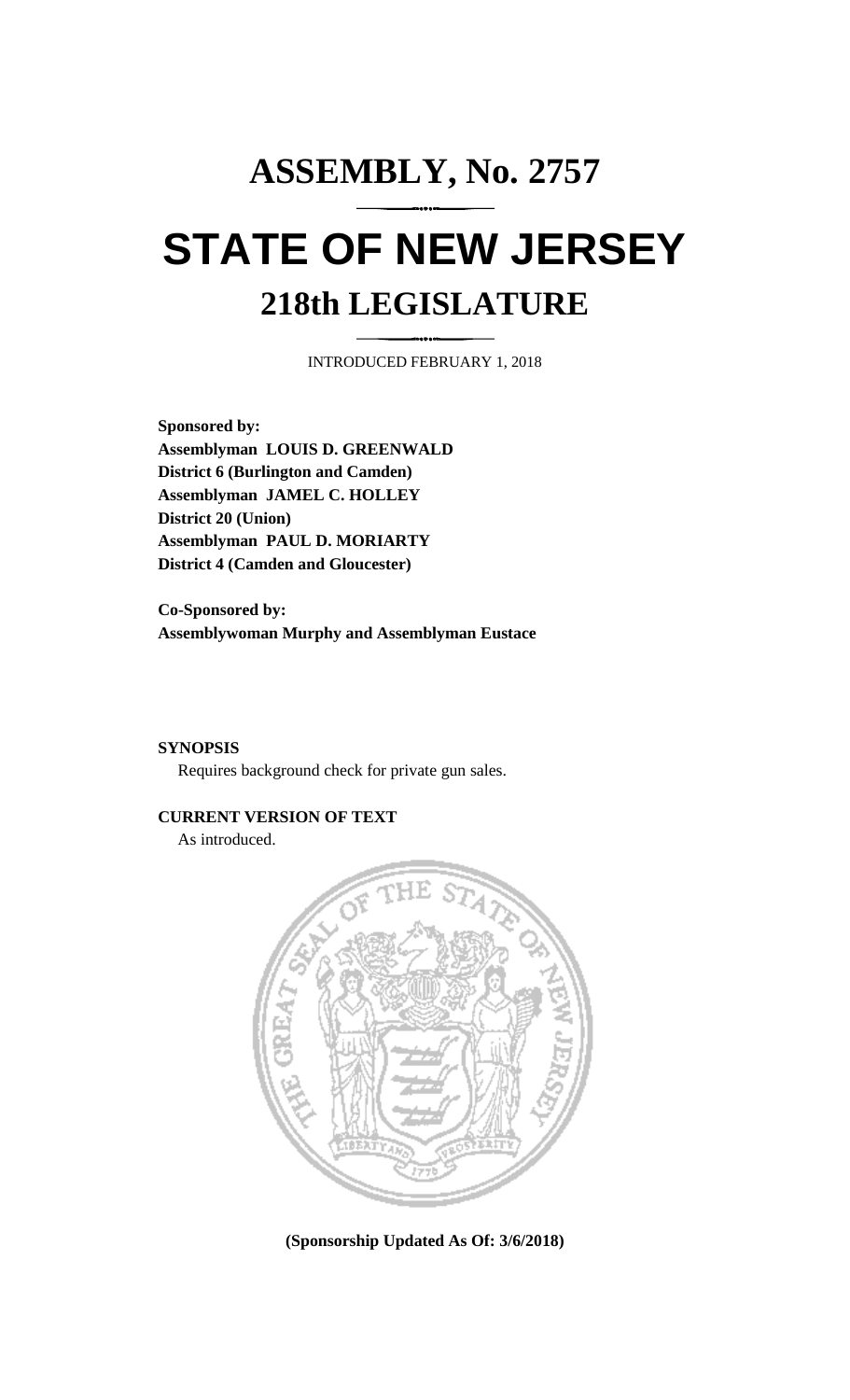# ASSEMBLY, No. 2757

# STATE OF NEW JERSEY

## 218th LEGISLATURE

INTRODUCED FEBRUARY 1, 2018

**Sponsored by:**
**Assemblyman LOUIS D. GREENWALD**
**District 6 (Burlington and Camden)**
**Assemblyman JAMEL C. HOLLEY**
**District 20 (Union)**
**Assemblyman PAUL D. MORIARTY**
**District 4 (Camden and Gloucester)**

**Co-Sponsored by:**
**Assemblywoman Murphy and Assemblyman Eustace**

**SYNOPSIS**

Requires background check for private gun sales.

**CURRENT VERSION OF TEXT**

As introduced.

**(Sponsorship Updated As Of: 3/6/2018)**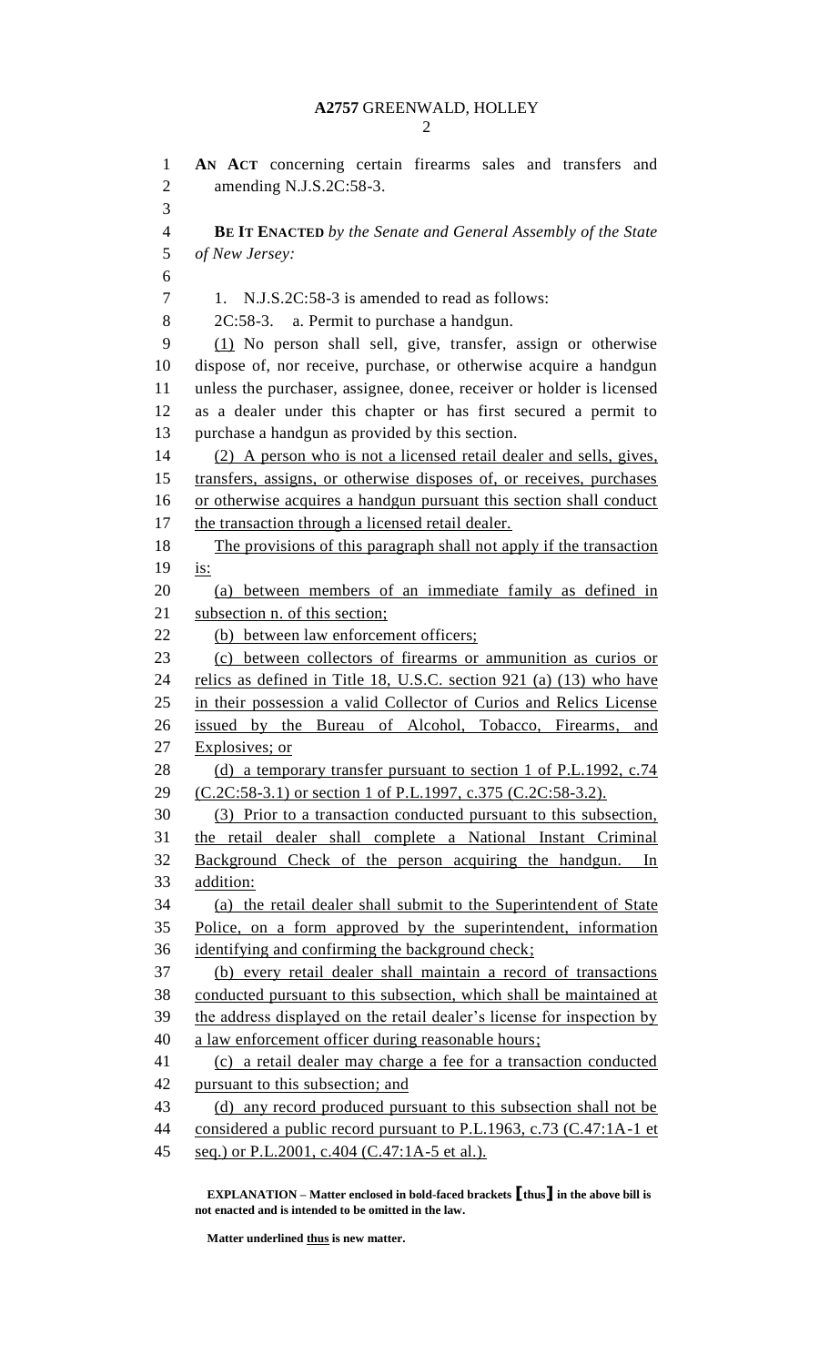**AN ACT** concerning certain firearms sales and transfers and amending N.J.S.2C:58-3.

**BE IT ENACTED** *by the Senate and General Assembly of the State of New Jersey:*

1. N.J.S.2C:58-3 is amended to read as follows:

2C:58-3. a. Permit to purchase a handgun.

(1) No person shall sell, give, transfer, assign or otherwise dispose of, nor receive, purchase, or otherwise acquire a handgun unless the purchaser, assignee, donee, receiver or holder is licensed as a dealer under this chapter or has first secured a permit to purchase a handgun as provided by this section.

(2) A person who is not a licensed retail dealer and sells, gives, transfers, assigns, or otherwise disposes of, or receives, purchases or otherwise acquires a handgun pursuant this section shall conduct the transaction through a licensed retail dealer.

The provisions of this paragraph shall not apply if the transaction is:

(a) between members of an immediate family as defined in subsection n. of this section;

(b) between law enforcement officers;

(c) between collectors of firearms or ammunition as curios or relics as defined in Title 18, U.S.C. section 921 (a) (13) who have in their possession a valid Collector of Curios and Relics License issued by the Bureau of Alcohol, Tobacco, Firearms, and Explosives; or

(d) a temporary transfer pursuant to section 1 of P.L.1992, c.74 (C.2C:58-3.1) or section 1 of P.L.1997, c.375 (C.2C:58-3.2).

(3) Prior to a transaction conducted pursuant to this subsection, the retail dealer shall complete a National Instant Criminal Background Check of the person acquiring the handgun. In addition:

(a) the retail dealer shall submit to the Superintendent of State Police, on a form approved by the superintendent, information identifying and confirming the background check;

(b) every retail dealer shall maintain a record of transactions conducted pursuant to this subsection, which shall be maintained at the address displayed on the retail dealer's license for inspection by a law enforcement officer during reasonable hours;

(c) a retail dealer may charge a fee for a transaction conducted pursuant to this subsection; and

(d) any record produced pursuant to this subsection shall not be considered a public record pursuant to P.L.1963, c.73 (C.47:1A-1 et seq.) or P.L.2001, c.404 (C.47:1A-5 et al.).

**EXPLANATION – Matter enclosed in bold-faced brackets [thus] in the above bill is not enacted and is intended to be omitted in the law.**

**Matter underlined thus is new matter.**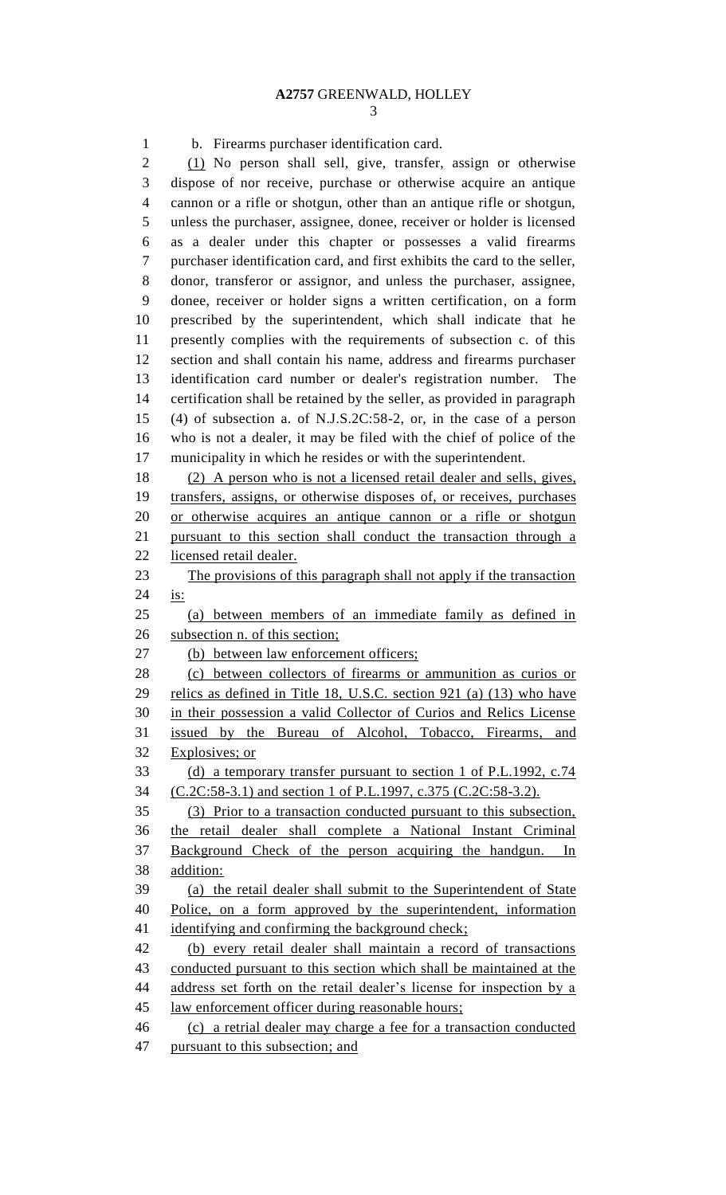b. Firearms purchaser identification card.

(1) No person shall sell, give, transfer, assign or otherwise dispose of nor receive, purchase or otherwise acquire an antique cannon or a rifle or shotgun, other than an antique rifle or shotgun, unless the purchaser, assignee, donee, receiver or holder is licensed as a dealer under this chapter or possesses a valid firearms purchaser identification card, and first exhibits the card to the seller, donor, transferor or assignor, and unless the purchaser, assignee, donee, receiver or holder signs a written certification, on a form prescribed by the superintendent, which shall indicate that he presently complies with the requirements of subsection c. of this section and shall contain his name, address and firearms purchaser identification card number or dealer's registration number. The certification shall be retained by the seller, as provided in paragraph (4) of subsection a. of N.J.S.2C:58-2, or, in the case of a person who is not a dealer, it may be filed with the chief of police of the municipality in which he resides or with the superintendent.

(2) A person who is not a licensed retail dealer and sells, gives, transfers, assigns, or otherwise disposes of, or receives, purchases or otherwise acquires an antique cannon or a rifle or shotgun pursuant to this section shall conduct the transaction through a licensed retail dealer.

The provisions of this paragraph shall not apply if the transaction is:

(a) between members of an immediate family as defined in subsection n. of this section;

(b) between law enforcement officers;

(c) between collectors of firearms or ammunition as curios or relics as defined in Title 18, U.S.C. section 921 (a) (13) who have in their possession a valid Collector of Curios and Relics License issued by the Bureau of Alcohol, Tobacco, Firearms, and Explosives; or

(d) a temporary transfer pursuant to section 1 of P.L.1992, c.74 (C.2C:58-3.1) and section 1 of P.L.1997, c.375 (C.2C:58-3.2).

(3) Prior to a transaction conducted pursuant to this subsection, the retail dealer shall complete a National Instant Criminal Background Check of the person acquiring the handgun. In addition:

(a) the retail dealer shall submit to the Superintendent of State Police, on a form approved by the superintendent, information identifying and confirming the background check;

(b) every retail dealer shall maintain a record of transactions conducted pursuant to this section which shall be maintained at the address set forth on the retail dealer's license for inspection by a law enforcement officer during reasonable hours;

(c) a retrial dealer may charge a fee for a transaction conducted pursuant to this subsection; and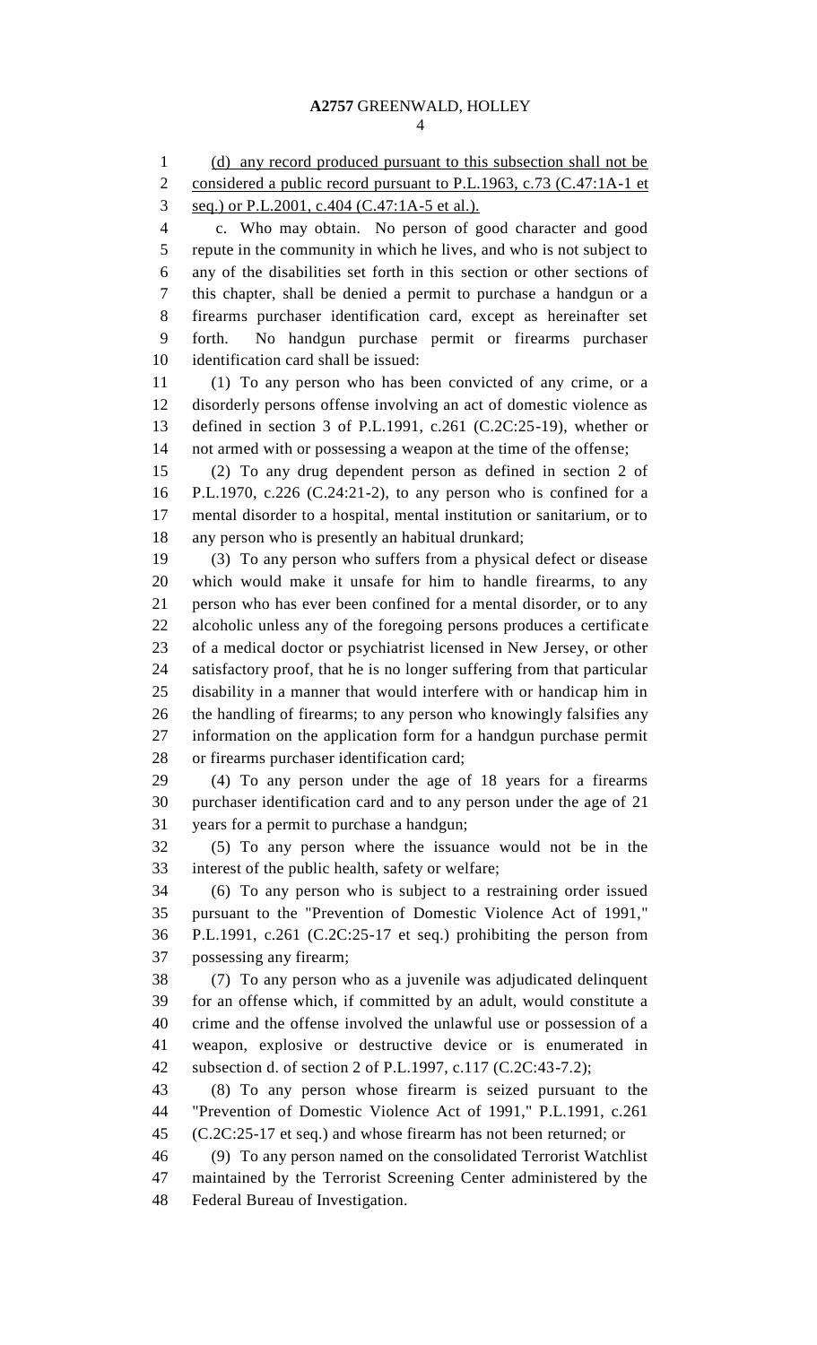(d) any record produced pursuant to this subsection shall not be considered a public record pursuant to P.L.1963, c.73 (C.47:1A-1 et seq.) or P.L.2001, c.404 (C.47:1A-5 et al.).

c. Who may obtain. No person of good character and good repute in the community in which he lives, and who is not subject to any of the disabilities set forth in this section or other sections of this chapter, shall be denied a permit to purchase a handgun or a firearms purchaser identification card, except as hereinafter set forth. No handgun purchase permit or firearms purchaser identification card shall be issued:

(1) To any person who has been convicted of any crime, or a disorderly persons offense involving an act of domestic violence as defined in section 3 of P.L.1991, c.261 (C.2C:25-19), whether or not armed with or possessing a weapon at the time of the offense;

(2) To any drug dependent person as defined in section 2 of P.L.1970, c.226 (C.24:21-2), to any person who is confined for a mental disorder to a hospital, mental institution or sanitarium, or to any person who is presently an habitual drunkard;

(3) To any person who suffers from a physical defect or disease which would make it unsafe for him to handle firearms, to any person who has ever been confined for a mental disorder, or to any alcoholic unless any of the foregoing persons produces a certificate of a medical doctor or psychiatrist licensed in New Jersey, or other satisfactory proof, that he is no longer suffering from that particular disability in a manner that would interfere with or handicap him in the handling of firearms; to any person who knowingly falsifies any information on the application form for a handgun purchase permit or firearms purchaser identification card;

(4) To any person under the age of 18 years for a firearms purchaser identification card and to any person under the age of 21 years for a permit to purchase a handgun;

(5) To any person where the issuance would not be in the interest of the public health, safety or welfare;

(6) To any person who is subject to a restraining order issued pursuant to the "Prevention of Domestic Violence Act of 1991," P.L.1991, c.261 (C.2C:25-17 et seq.) prohibiting the person from possessing any firearm;

(7) To any person who as a juvenile was adjudicated delinquent for an offense which, if committed by an adult, would constitute a crime and the offense involved the unlawful use or possession of a weapon, explosive or destructive device or is enumerated in subsection d. of section 2 of P.L.1997, c.117 (C.2C:43-7.2);

(8) To any person whose firearm is seized pursuant to the "Prevention of Domestic Violence Act of 1991," P.L.1991, c.261 (C.2C:25-17 et seq.) and whose firearm has not been returned; or

(9) To any person named on the consolidated Terrorist Watchlist maintained by the Terrorist Screening Center administered by the Federal Bureau of Investigation.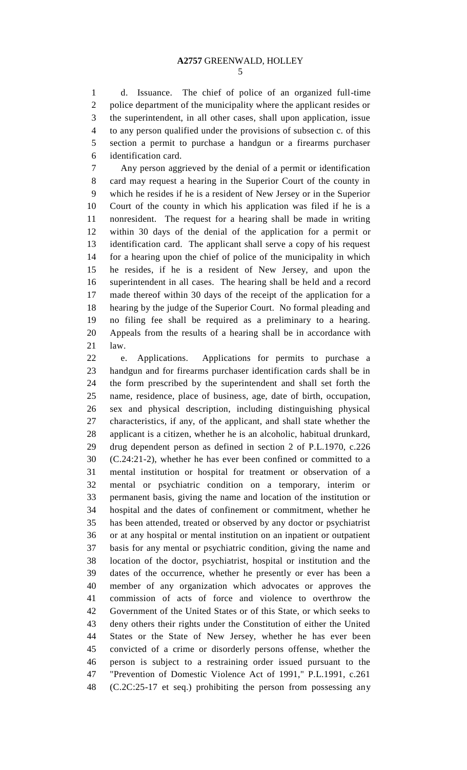d. Issuance. The chief of police of an organized full-time police department of the municipality where the applicant resides or the superintendent, in all other cases, shall upon application, issue to any person qualified under the provisions of subsection c. of this section a permit to purchase a handgun or a firearms purchaser identification card.

Any person aggrieved by the denial of a permit or identification card may request a hearing in the Superior Court of the county in which he resides if he is a resident of New Jersey or in the Superior Court of the county in which his application was filed if he is a nonresident. The request for a hearing shall be made in writing within 30 days of the denial of the application for a permit or identification card. The applicant shall serve a copy of his request for a hearing upon the chief of police of the municipality in which he resides, if he is a resident of New Jersey, and upon the superintendent in all cases. The hearing shall be held and a record made thereof within 30 days of the receipt of the application for a hearing by the judge of the Superior Court. No formal pleading and no filing fee shall be required as a preliminary to a hearing. Appeals from the results of a hearing shall be in accordance with law.

e. Applications. Applications for permits to purchase a handgun and for firearms purchaser identification cards shall be in the form prescribed by the superintendent and shall set forth the name, residence, place of business, age, date of birth, occupation, sex and physical description, including distinguishing physical characteristics, if any, of the applicant, and shall state whether the applicant is a citizen, whether he is an alcoholic, habitual drunkard, drug dependent person as defined in section 2 of P.L.1970, c.226 (C.24:21-2), whether he has ever been confined or committed to a mental institution or hospital for treatment or observation of a mental or psychiatric condition on a temporary, interim or permanent basis, giving the name and location of the institution or hospital and the dates of confinement or commitment, whether he has been attended, treated or observed by any doctor or psychiatrist or at any hospital or mental institution on an inpatient or outpatient basis for any mental or psychiatric condition, giving the name and location of the doctor, psychiatrist, hospital or institution and the dates of the occurrence, whether he presently or ever has been a member of any organization which advocates or approves the commission of acts of force and violence to overthrow the Government of the United States or of this State, or which seeks to deny others their rights under the Constitution of either the United States or the State of New Jersey, whether he has ever been convicted of a crime or disorderly persons offense, whether the person is subject to a restraining order issued pursuant to the "Prevention of Domestic Violence Act of 1991," P.L.1991, c.261 (C.2C:25-17 et seq.) prohibiting the person from possessing any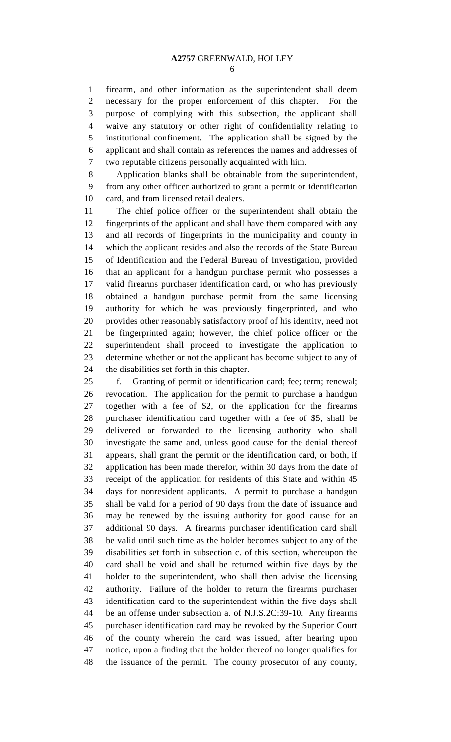firearm, and other information as the superintendent shall deem necessary for the proper enforcement of this chapter. For the purpose of complying with this subsection, the applicant shall waive any statutory or other right of confidentiality relating to institutional confinement. The application shall be signed by the applicant and shall contain as references the names and addresses of two reputable citizens personally acquainted with him.

Application blanks shall be obtainable from the superintendent, from any other officer authorized to grant a permit or identification card, and from licensed retail dealers.

The chief police officer or the superintendent shall obtain the fingerprints of the applicant and shall have them compared with any and all records of fingerprints in the municipality and county in which the applicant resides and also the records of the State Bureau of Identification and the Federal Bureau of Investigation, provided that an applicant for a handgun purchase permit who possesses a valid firearms purchaser identification card, or who has previously obtained a handgun purchase permit from the same licensing authority for which he was previously fingerprinted, and who provides other reasonably satisfactory proof of his identity, need not be fingerprinted again; however, the chief police officer or the superintendent shall proceed to investigate the application to determine whether or not the applicant has become subject to any of the disabilities set forth in this chapter.

f. Granting of permit or identification card; fee; term; renewal; revocation. The application for the permit to purchase a handgun together with a fee of $2, or the application for the firearms purchaser identification card together with a fee of $5, shall be delivered or forwarded to the licensing authority who shall investigate the same and, unless good cause for the denial thereof appears, shall grant the permit or the identification card, or both, if application has been made therefor, within 30 days from the date of receipt of the application for residents of this State and within 45 days for nonresident applicants. A permit to purchase a handgun shall be valid for a period of 90 days from the date of issuance and may be renewed by the issuing authority for good cause for an additional 90 days. A firearms purchaser identification card shall be valid until such time as the holder becomes subject to any of the disabilities set forth in subsection c. of this section, whereupon the card shall be void and shall be returned within five days by the holder to the superintendent, who shall then advise the licensing authority. Failure of the holder to return the firearms purchaser identification card to the superintendent within the five days shall be an offense under subsection a. of N.J.S.2C:39-10. Any firearms purchaser identification card may be revoked by the Superior Court of the county wherein the card was issued, after hearing upon notice, upon a finding that the holder thereof no longer qualifies for the issuance of the permit. The county prosecutor of any county,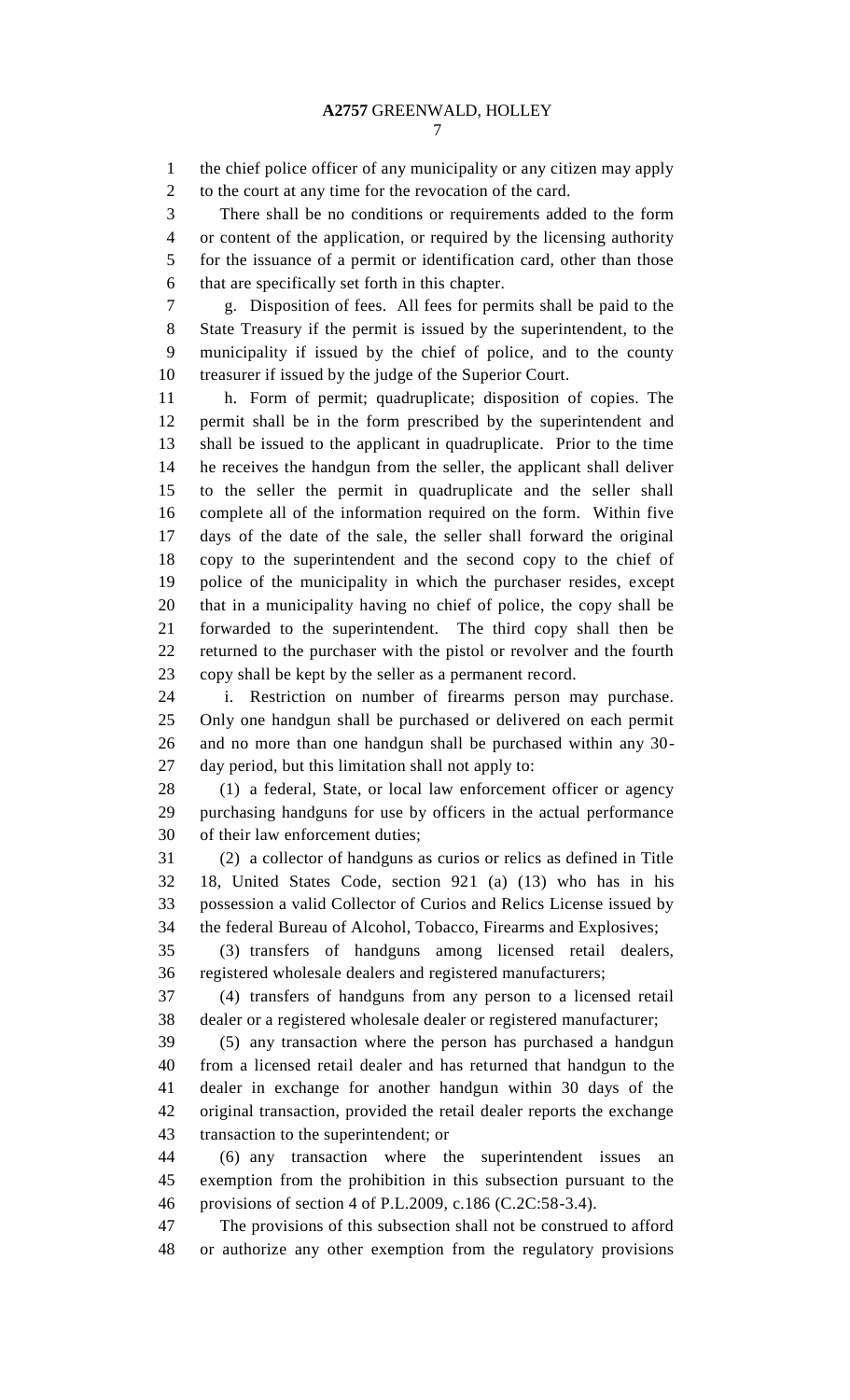the chief police officer of any municipality or any citizen may apply to the court at any time for the revocation of the card.

There shall be no conditions or requirements added to the form or content of the application, or required by the licensing authority for the issuance of a permit or identification card, other than those that are specifically set forth in this chapter.

g. Disposition of fees. All fees for permits shall be paid to the State Treasury if the permit is issued by the superintendent, to the municipality if issued by the chief of police, and to the county treasurer if issued by the judge of the Superior Court.

h. Form of permit; quadruplicate; disposition of copies. The permit shall be in the form prescribed by the superintendent and shall be issued to the applicant in quadruplicate. Prior to the time he receives the handgun from the seller, the applicant shall deliver to the seller the permit in quadruplicate and the seller shall complete all of the information required on the form. Within five days of the date of the sale, the seller shall forward the original copy to the superintendent and the second copy to the chief of police of the municipality in which the purchaser resides, except that in a municipality having no chief of police, the copy shall be forwarded to the superintendent. The third copy shall then be returned to the purchaser with the pistol or revolver and the fourth copy shall be kept by the seller as a permanent record.

i. Restriction on number of firearms person may purchase. Only one handgun shall be purchased or delivered on each permit and no more than one handgun shall be purchased within any 30-day period, but this limitation shall not apply to:

(1) a federal, State, or local law enforcement officer or agency purchasing handguns for use by officers in the actual performance of their law enforcement duties;

(2) a collector of handguns as curios or relics as defined in Title 18, United States Code, section 921 (a) (13) who has in his possession a valid Collector of Curios and Relics License issued by the federal Bureau of Alcohol, Tobacco, Firearms and Explosives;

(3) transfers of handguns among licensed retail dealers, registered wholesale dealers and registered manufacturers;

(4) transfers of handguns from any person to a licensed retail dealer or a registered wholesale dealer or registered manufacturer;

(5) any transaction where the person has purchased a handgun from a licensed retail dealer and has returned that handgun to the dealer in exchange for another handgun within 30 days of the original transaction, provided the retail dealer reports the exchange transaction to the superintendent; or

(6) any transaction where the superintendent issues an exemption from the prohibition in this subsection pursuant to the provisions of section 4 of P.L.2009, c.186 (C.2C:58-3.4).

The provisions of this subsection shall not be construed to afford or authorize any other exemption from the regulatory provisions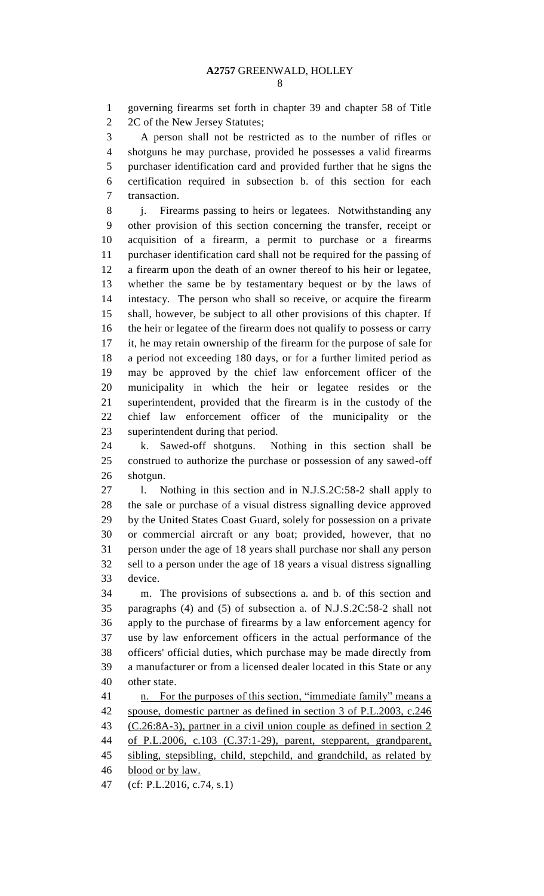governing firearms set forth in chapter 39 and chapter 58 of Title 2C of the New Jersey Statutes;

A person shall not be restricted as to the number of rifles or shotguns he may purchase, provided he possesses a valid firearms purchaser identification card and provided further that he signs the certification required in subsection b. of this section for each transaction.

j. Firearms passing to heirs or legatees. Notwithstanding any other provision of this section concerning the transfer, receipt or acquisition of a firearm, a permit to purchase or a firearms purchaser identification card shall not be required for the passing of a firearm upon the death of an owner thereof to his heir or legatee, whether the same be by testamentary bequest or by the laws of intestacy. The person who shall so receive, or acquire the firearm shall, however, be subject to all other provisions of this chapter. If the heir or legatee of the firearm does not qualify to possess or carry it, he may retain ownership of the firearm for the purpose of sale for a period not exceeding 180 days, or for a further limited period as may be approved by the chief law enforcement officer of the municipality in which the heir or legatee resides or the superintendent, provided that the firearm is in the custody of the chief law enforcement officer of the municipality or the superintendent during that period.

k. Sawed-off shotguns. Nothing in this section shall be construed to authorize the purchase or possession of any sawed-off shotgun.

l. Nothing in this section and in N.J.S.2C:58-2 shall apply to the sale or purchase of a visual distress signalling device approved by the United States Coast Guard, solely for possession on a private or commercial aircraft or any boat; provided, however, that no person under the age of 18 years shall purchase nor shall any person sell to a person under the age of 18 years a visual distress signalling device.

m. The provisions of subsections a. and b. of this section and paragraphs (4) and (5) of subsection a. of N.J.S.2C:58-2 shall not apply to the purchase of firearms by a law enforcement agency for use by law enforcement officers in the actual performance of the officers' official duties, which purchase may be made directly from a manufacturer or from a licensed dealer located in this State or any other state.

<u>n. For the purposes of this section, "immediate family" means a spouse, domestic partner as defined in section 3 of P.L.2003, c.246 (C.26:8A-3), partner in a civil union couple as defined in section 2 of P.L.2006, c.103 (C.37:1-29), parent, stepparent, grandparent, sibling, stepsibling, child, stepchild, and grandchild, as related by blood or by law.</u>

(cf: P.L.2016, c.74, s.1)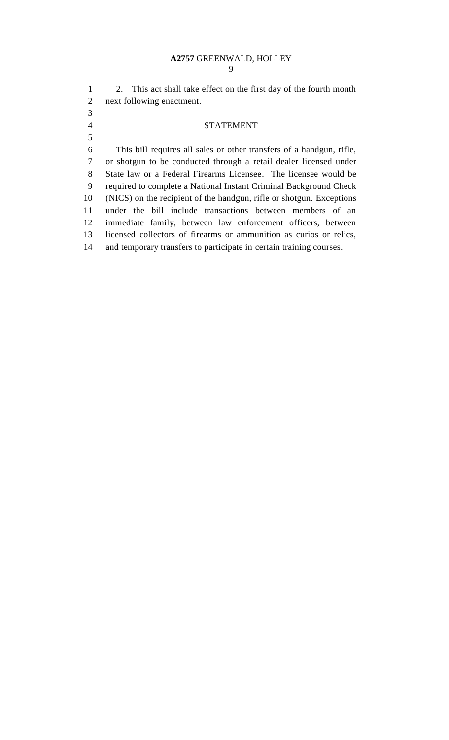2. This act shall take effect on the first day of the fourth month next following enactment.

## STATEMENT

This bill requires all sales or other transfers of a handgun, rifle, or shotgun to be conducted through a retail dealer licensed under State law or a Federal Firearms Licensee. The licensee would be required to complete a National Instant Criminal Background Check (NICS) on the recipient of the handgun, rifle or shotgun. Exceptions under the bill include transactions between members of an immediate family, between law enforcement officers, between licensed collectors of firearms or ammunition as curios or relics, and temporary transfers to participate in certain training courses.